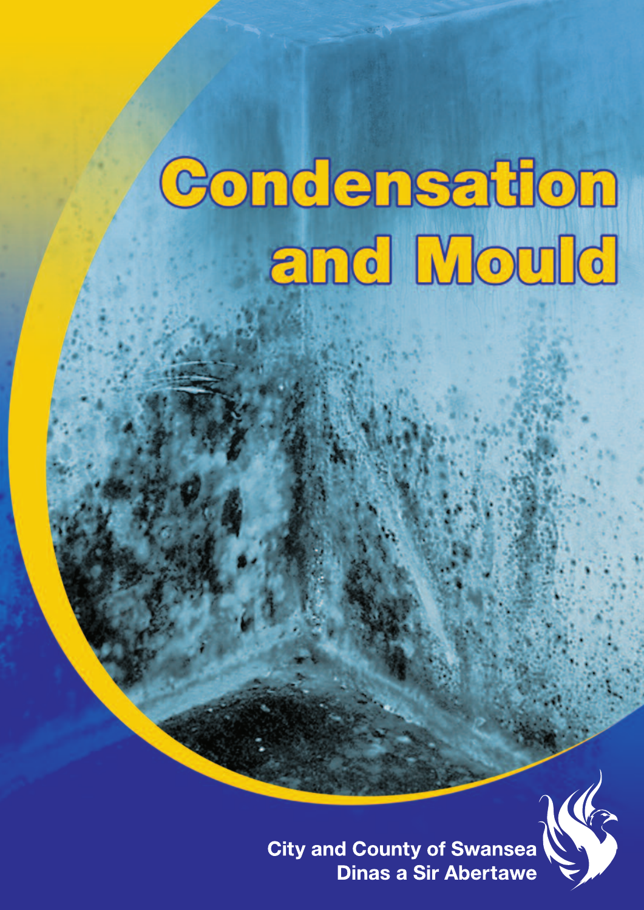# Condensation and Mould

City and County of Swansea
Dinas a Sir Abertawe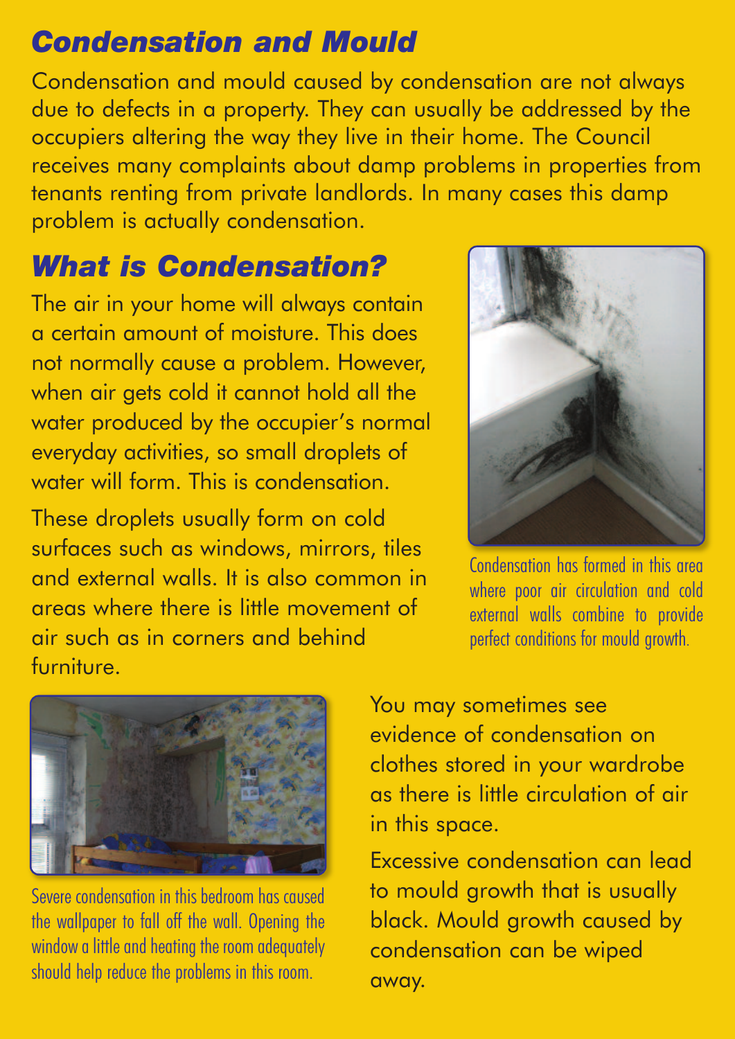## *Condensation and Mould*

Condensation and mould caused by condensation are not always due to defects in a property. They can usually be addressed by the occupiers altering the way they live in their home. The Council receives many complaints about damp problems in properties from tenants renting from private landlords. In many cases this damp problem is actually condensation.

## *What is Condensation?*

The air in your home will always contain a certain amount of moisture. This does not normally cause a problem. However, when air gets cold it cannot hold all the water produced by the occupier's normal everyday activities, so small droplets of water will form. This is condensation.

These droplets usually form on cold surfaces such as windows, mirrors, tiles and external walls. It is also common in areas where there is little movement of air such as in corners and behind furniture.

Condensation has formed in this area where poor air circulation and cold external walls combine to provide perfect conditions for mould growth.

Severe condensation in this bedroom has caused the wallpaper to fall off the wall. Opening the window a little and heating the room adequately should help reduce the problems in this room.

You may sometimes see evidence of condensation on clothes stored in your wardrobe as there is little circulation of air in this space.

Excessive condensation can lead to mould growth that is usually black. Mould growth caused by condensation can be wiped away.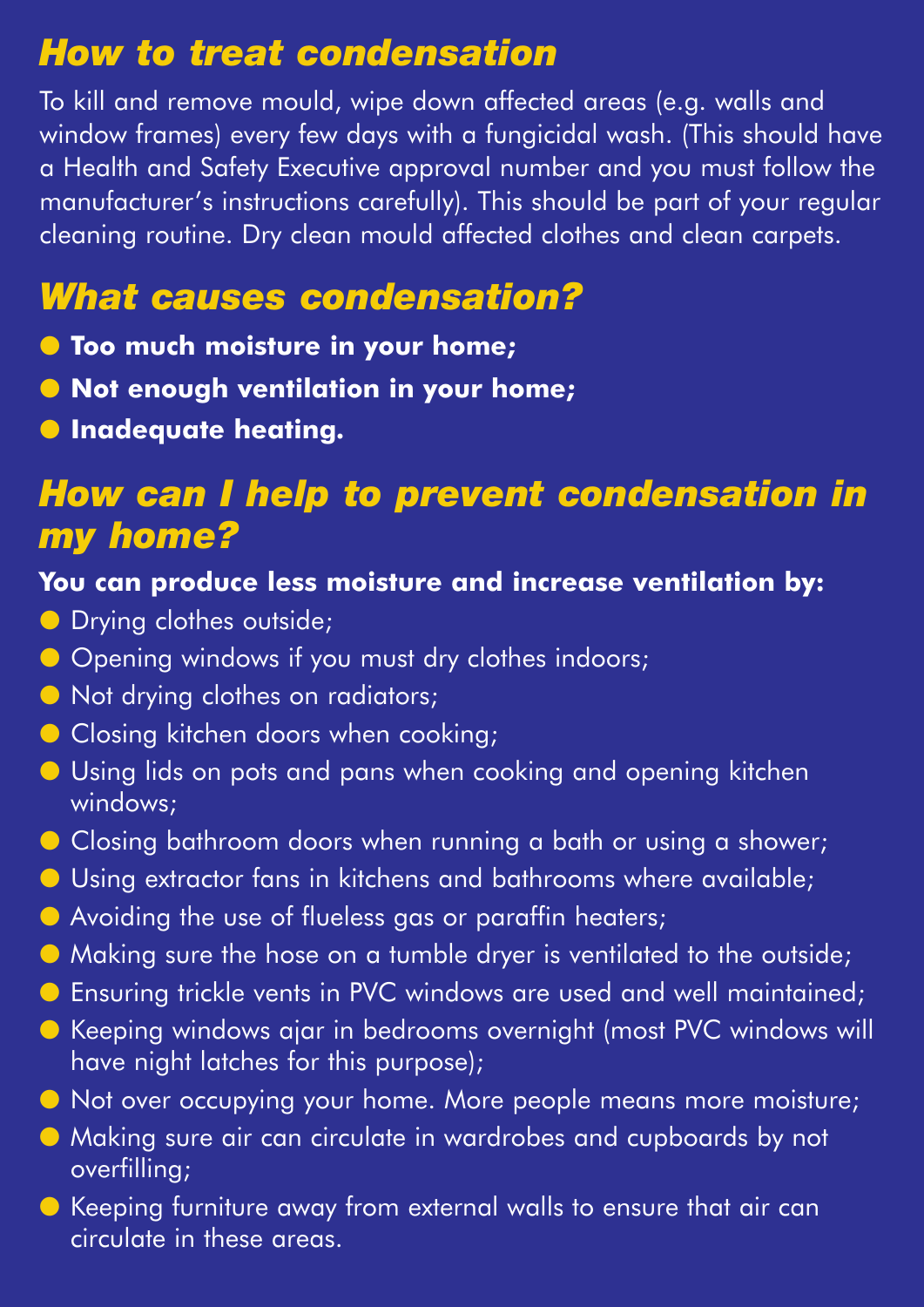## *How to treat condensation*

To kill and remove mould, wipe down affected areas (e.g. walls and window frames) every few days with a fungicidal wash. (This should have a Health and Safety Executive approval number and you must follow the manufacturer's instructions carefully). This should be part of your regular cleaning routine. Dry clean mould affected clothes and clean carpets.

## *What causes condensation?*

- **Too much moisture in your home;**
- **Not enough ventilation in your home;**
- **Inadequate heating.**

## *How can I help to prevent condensation in my home?*

**You can produce less moisture and increase ventilation by:**

- Drying clothes outside;
- Opening windows if you must dry clothes indoors;
- Not drying clothes on radiators;
- Closing kitchen doors when cooking;
- Using lids on pots and pans when cooking and opening kitchen windows;
- Closing bathroom doors when running a bath or using a shower;
- Using extractor fans in kitchens and bathrooms where available;
- Avoiding the use of flueless gas or paraffin heaters;
- Making sure the hose on a tumble dryer is ventilated to the outside;
- Ensuring trickle vents in PVC windows are used and well maintained;
- Keeping windows ajar in bedrooms overnight (most PVC windows will have night latches for this purpose);
- Not over occupying your home. More people means more moisture;
- Making sure air can circulate in wardrobes and cupboards by not overfilling;
- Keeping furniture away from external walls to ensure that air can circulate in these areas.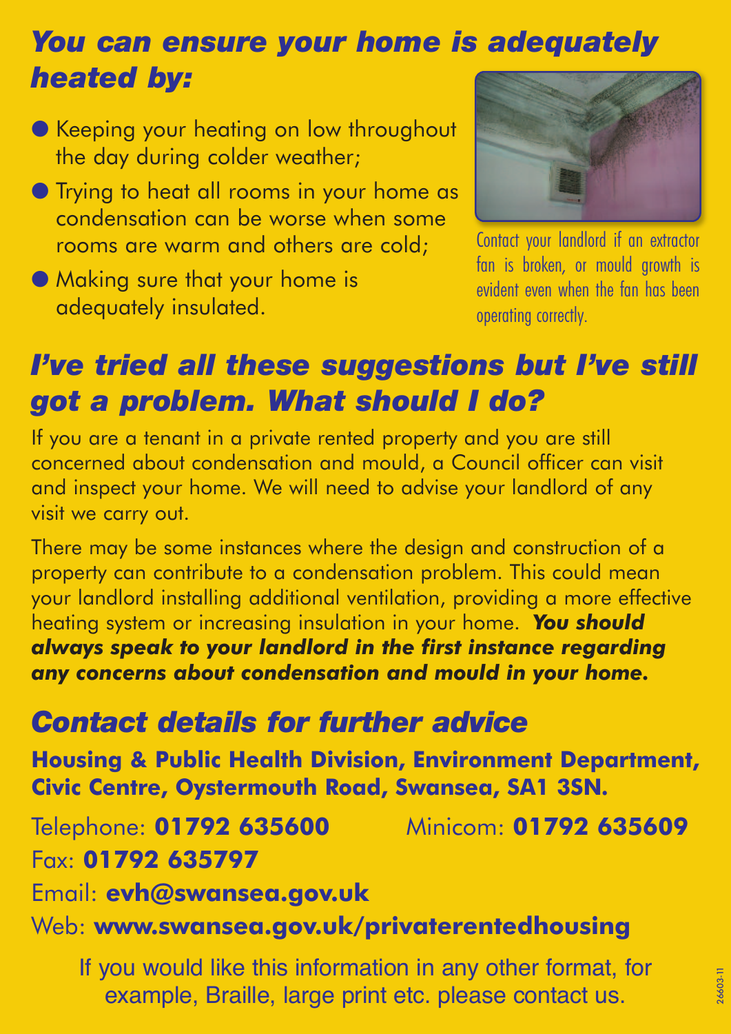## *You can ensure your home is adequately heated by:*

- Keeping your heating on low throughout the day during colder weather;
- Trying to heat all rooms in your home as condensation can be worse when some rooms are warm and others are cold;
- Making sure that your home is adequately insulated.

Contact your landlord if an extractor fan is broken, or mould growth is evident even when the fan has been operating correctly.

## *I've tried all these suggestions but I've still got a problem. What should I do?*

If you are a tenant in a private rented property and you are still concerned about condensation and mould, a Council officer can visit and inspect your home. We will need to advise your landlord of any visit we carry out.

There may be some instances where the design and construction of a property can contribute to a condensation problem. This could mean your landlord installing additional ventilation, providing a more effective heating system or increasing insulation in your home. ***You should always speak to your landlord in the first instance regarding any concerns about condensation and mould in your home.***

## *Contact details for further advice*

**Housing & Public Health Division, Environment Department, Civic Centre, Oystermouth Road, Swansea, SA1 3SN.**

Telephone: **01792 635600** Minicom: **01792 635609**

Fax: **01792 635797**

Email: **evh@swansea.gov.uk**

Web: **www.swansea.gov.uk/privaterentedhousing**

If you would like this information in any other format, for example, Braille, large print etc. please contact us.

26603-11